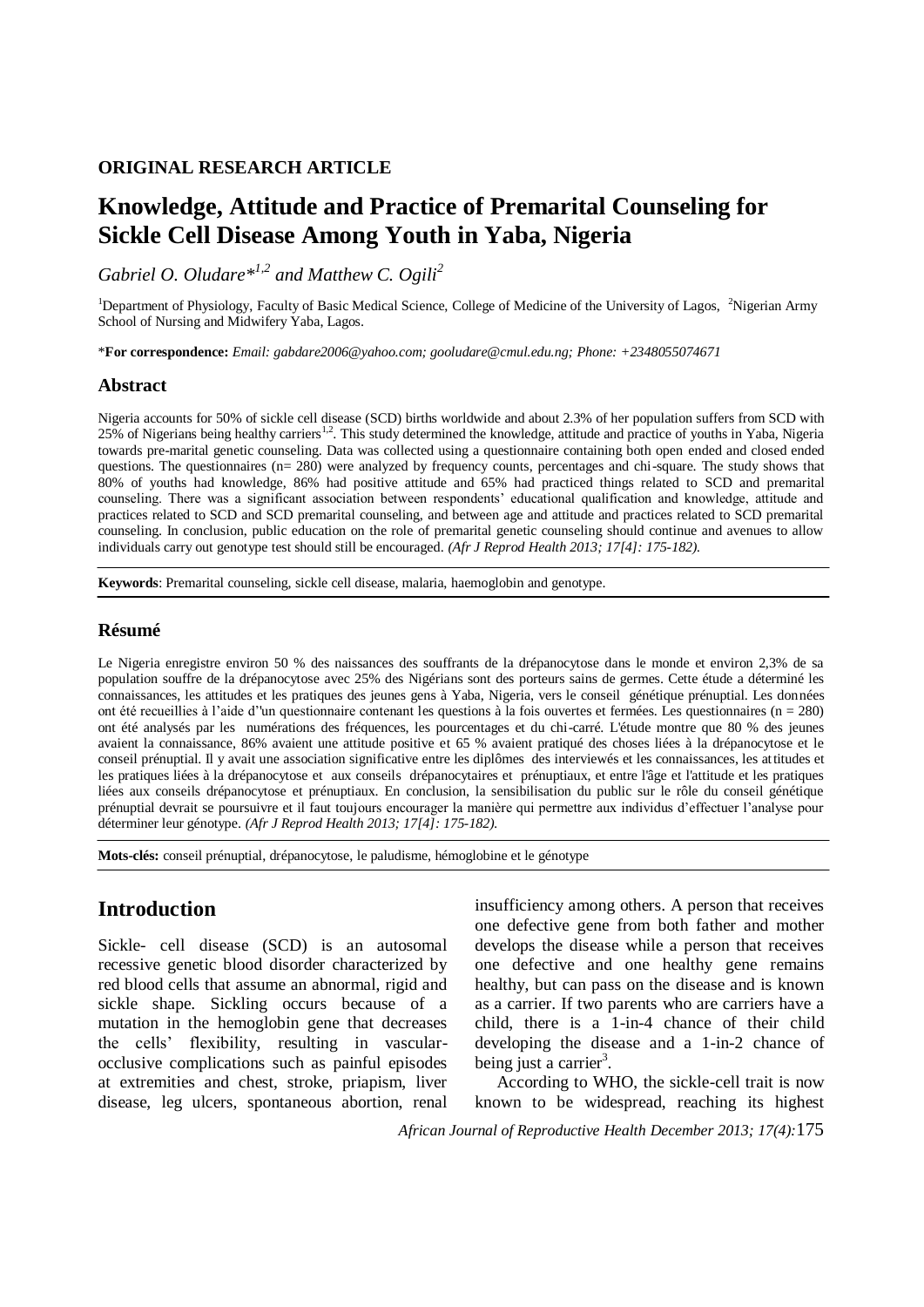**ORIGINAL RESEARCH ARTICLE**

# Knowledge, Attitude and Practice of Premarital Counseling for Sickle Cell Disease Among Youth in Yaba, Nigeria

*Gabriel O. Oludare*[*1,2] *and Matthew C. Ogili*[2]

[1]Department of Physiology, Faculty of Basic Medical Science, College of Medicine of the University of Lagos, [2]Nigerian Army School of Nursing and Midwifery Yaba, Lagos.

*__For correspondence:__ *Email: gabdare2006@yahoo.com; gooludare@cmul.edu.ng; Phone: +2348055074671*

## Abstract

Nigeria accounts for 50% of sickle cell disease (SCD) births worldwide and about 2.3% of her population suffers from SCD with 25% of Nigerians being healthy carriers[1,2]. This study determined the knowledge, attitude and practice of youths in Yaba, Nigeria towards pre-marital genetic counseling. Data was collected using a questionnaire containing both open ended and closed ended questions. The questionnaires (n= 280) were analyzed by frequency counts, percentages and chi-square. The study shows that 80% of youths had knowledge, 86% had positive attitude and 65% had practiced things related to SCD and premarital counseling. There was a significant association between respondents' educational qualification and knowledge, attitude and practices related to SCD and SCD premarital counseling, and between age and attitude and practices related to SCD premarital counseling. In conclusion, public education on the role of premarital genetic counseling should continue and avenues to allow individuals carry out genotype test should still be encouraged. *(Afr J Reprod Health 2013; 17[4]: 175-182).*

**Keywords**: Premarital counseling, sickle cell disease, malaria, haemoglobin and genotype.

## Résumé

Le Nigeria enregistre environ 50 % des naissances des souffrants de la drépanocytose dans le monde et environ 2,3% de sa population souffre de la drépanocytose avec 25% des Nigérians sont des porteurs sains de germes. Cette étude a déterminé les connaissances, les attitudes et les pratiques des jeunes gens à Yaba, Nigeria, vers le conseil génétique prénuptial. Les données ont été recueillies à l'aide d''un questionnaire contenant les questions à la fois ouvertes et fermées. Les questionnaires (n = 280) ont été analysés par les numérations des fréquences, les pourcentages et du chi-carré. L'étude montre que 80 % des jeunes avaient la connaissance, 86% avaient une attitude positive et 65 % avaient pratiqué des choses liées à la drépanocytose et le conseil prénuptial. Il y avait une association significative entre les diplômes des interviewés et les connaissances, les attitudes et les pratiques liées à la drépanocytose et aux conseils drépanocytaires et prénuptiaux, et entre l'âge et l'attitude et les pratiques liées aux conseils drépanocytose et prénuptiaux. En conclusion, la sensibilisation du public sur le rôle du conseil génétique prénuptial devrait se poursuivre et il faut toujours encourager la manière qui permettre aux individus d'effectuer l'analyse pour déterminer leur génotype. *(Afr J Reprod Health 2013; 17[4]: 175-182).*

**Mots-clés:** conseil prénuptial, drépanocytose, le paludisme, hémoglobine et le génotype

## Introduction

Sickle- cell disease (SCD) is an autosomal recessive genetic blood disorder characterized by red blood cells that assume an abnormal, rigid and sickle shape. Sickling occurs because of a mutation in the hemoglobin gene that decreases the cells' flexibility, resulting in vascular-occlusive complications such as painful episodes at extremities and chest, stroke, priapism, liver disease, leg ulcers, spontaneous abortion, renal insufficiency among others. A person that receives one defective gene from both father and mother develops the disease while a person that receives one defective and one healthy gene remains healthy, but can pass on the disease and is known as a carrier. If two parents who are carriers have a child, there is a 1-in-4 chance of their child developing the disease and a 1-in-2 chance of being just a carrier[3].

According to WHO, the sickle-cell trait is now known to be widespread, reaching its highest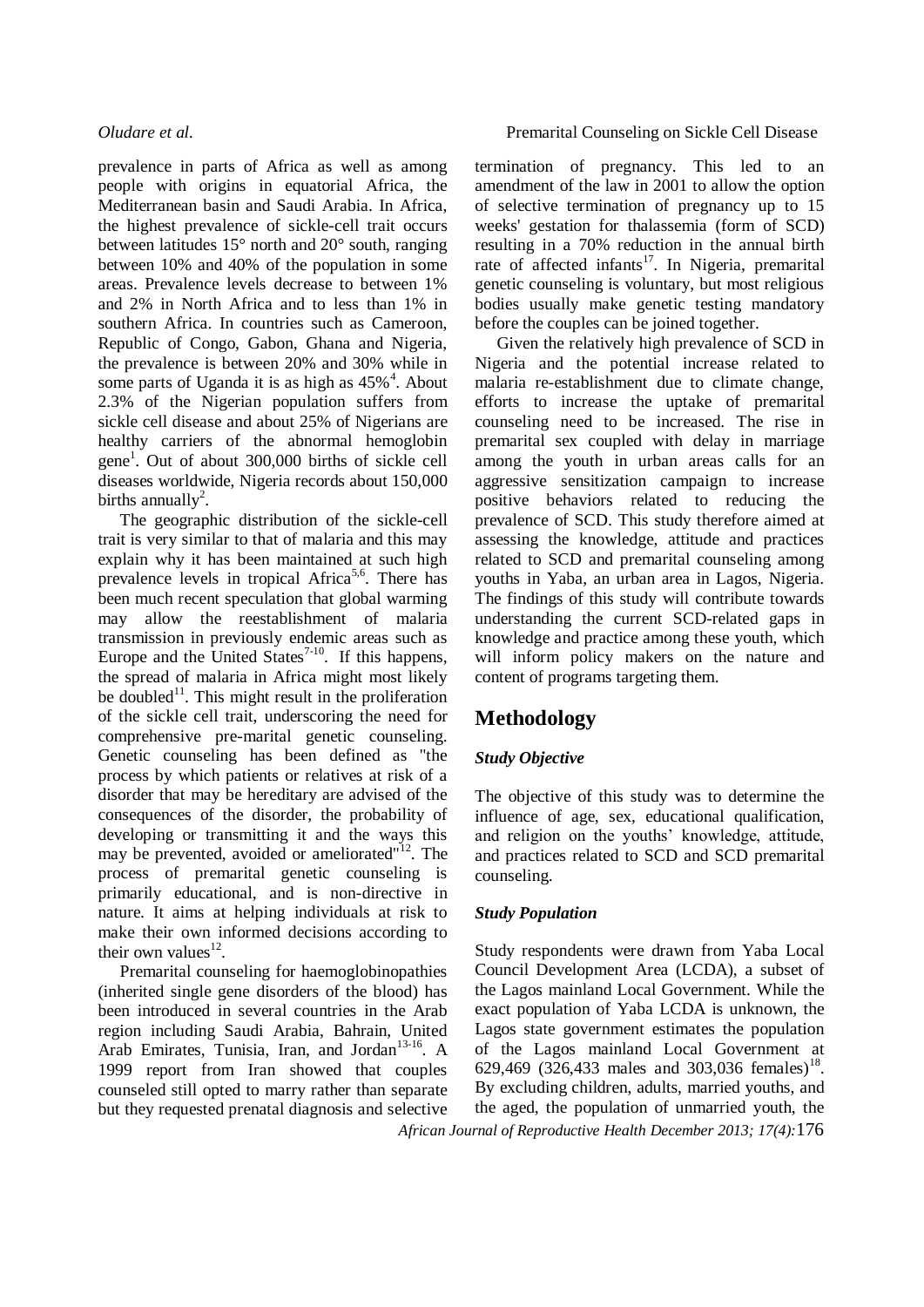prevalence in parts of Africa as well as among people with origins in equatorial Africa, the Mediterranean basin and Saudi Arabia. In Africa, the highest prevalence of sickle-cell trait occurs between latitudes 15° north and 20° south, ranging between 10% and 40% of the population in some areas. Prevalence levels decrease to between 1% and 2% in North Africa and to less than 1% in southern Africa. In countries such as Cameroon, Republic of Congo, Gabon, Ghana and Nigeria, the prevalence is between 20% and 30% while in some parts of Uganda it is as high as 45%[4]. About 2.3% of the Nigerian population suffers from sickle cell disease and about 25% of Nigerians are healthy carriers of the abnormal hemoglobin gene[1]. Out of about 300,000 births of sickle cell diseases worldwide, Nigeria records about 150,000 births annually[2].

The geographic distribution of the sickle-cell trait is very similar to that of malaria and this may explain why it has been maintained at such high prevalence levels in tropical Africa[5,6]. There has been much recent speculation that global warming may allow the reestablishment of malaria transmission in previously endemic areas such as Europe and the United States[7-10]. If this happens, the spread of malaria in Africa might most likely be doubled[11]. This might result in the proliferation of the sickle cell trait, underscoring the need for comprehensive pre-marital genetic counseling. Genetic counseling has been defined as "the process by which patients or relatives at risk of a disorder that may be hereditary are advised of the consequences of the disorder, the probability of developing or transmitting it and the ways this may be prevented, avoided or ameliorated"[12]. The process of premarital genetic counseling is primarily educational, and is non-directive in nature. It aims at helping individuals at risk to make their own informed decisions according to their own values[12].

Premarital counseling for haemoglobinopathies (inherited single gene disorders of the blood) has been introduced in several countries in the Arab region including Saudi Arabia, Bahrain, United Arab Emirates, Tunisia, Iran, and Jordan[13-16]. A 1999 report from Iran showed that couples counseled still opted to marry rather than separate but they requested prenatal diagnosis and selective termination of pregnancy. This led to an amendment of the law in 2001 to allow the option of selective termination of pregnancy up to 15 weeks' gestation for thalassemia (form of SCD) resulting in a 70% reduction in the annual birth rate of affected infants[17]. In Nigeria, premarital genetic counseling is voluntary, but most religious bodies usually make genetic testing mandatory before the couples can be joined together.

Given the relatively high prevalence of SCD in Nigeria and the potential increase related to malaria re-establishment due to climate change, efforts to increase the uptake of premarital counseling need to be increased. The rise in premarital sex coupled with delay in marriage among the youth in urban areas calls for an aggressive sensitization campaign to increase positive behaviors related to reducing the prevalence of SCD. This study therefore aimed at assessing the knowledge, attitude and practices related to SCD and premarital counseling among youths in Yaba, an urban area in Lagos, Nigeria. The findings of this study will contribute towards understanding the current SCD-related gaps in knowledge and practice among these youth, which will inform policy makers on the nature and content of programs targeting them.

## Methodology

### *Study Objective*

The objective of this study was to determine the influence of age, sex, educational qualification, and religion on the youths' knowledge, attitude, and practices related to SCD and SCD premarital counseling.

### *Study Population*

Study respondents were drawn from Yaba Local Council Development Area (LCDA), a subset of the Lagos mainland Local Government. While the exact population of Yaba LCDA is unknown, the Lagos state government estimates the population of the Lagos mainland Local Government at 629,469 (326,433 males and 303,036 females)[18]. By excluding children, adults, married youths, and the aged, the population of unmarried youth, the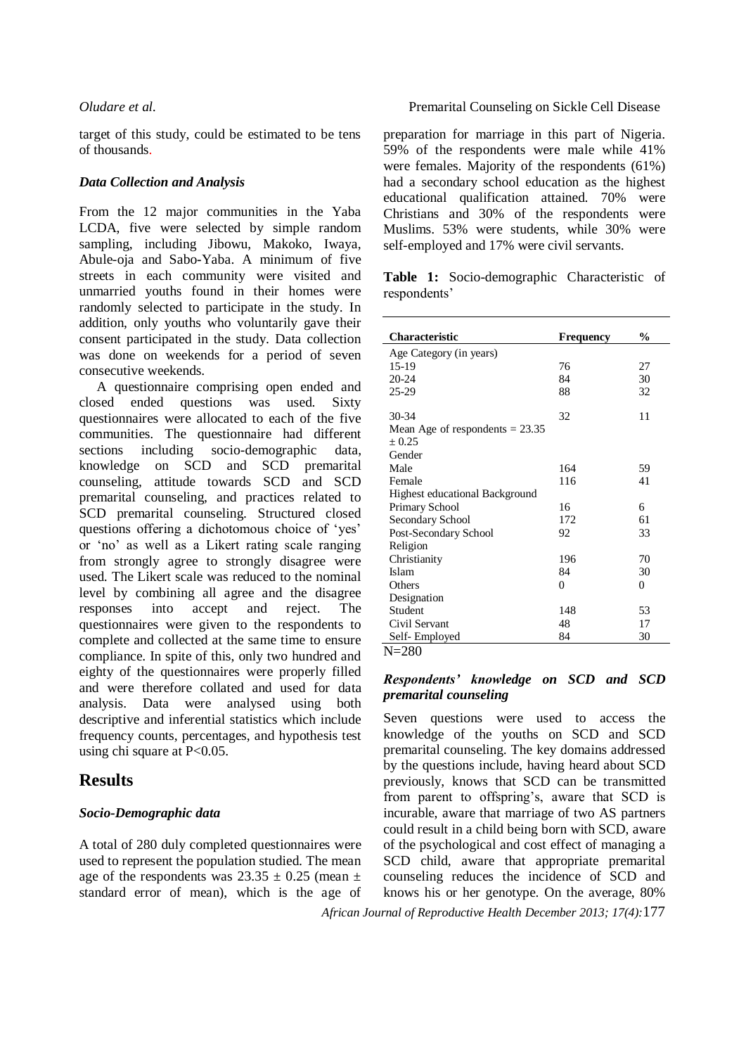target of this study, could be estimated to be tens of thousands.

### *Data Collection and Analysis*

From the 12 major communities in the Yaba LCDA, five were selected by simple random sampling, including Jibowu, Makoko, Iwaya, Abule-oja and Sabo-Yaba. A minimum of five streets in each community were visited and unmarried youths found in their homes were randomly selected to participate in the study. In addition, only youths who voluntarily gave their consent participated in the study. Data collection was done on weekends for a period of seven consecutive weekends.

A questionnaire comprising open ended and closed ended questions was used. Sixty questionnaires were allocated to each of the five communities. The questionnaire had different sections including socio-demographic data, knowledge on SCD and SCD premarital counseling, attitude towards SCD and SCD premarital counseling, and practices related to SCD premarital counseling. Structured closed questions offering a dichotomous choice of 'yes' or 'no' as well as a Likert rating scale ranging from strongly agree to strongly disagree were used. The Likert scale was reduced to the nominal level by combining all agree and the disagree responses into accept and reject. The questionnaires were given to the respondents to complete and collected at the same time to ensure compliance. In spite of this, only two hundred and eighty of the questionnaires were properly filled and were therefore collated and used for data analysis. Data were analysed using both descriptive and inferential statistics which include frequency counts, percentages, and hypothesis test using chi square at $P<0.05$.

## Results

### *Socio-Demographic data*

A total of 280 duly completed questionnaires were used to represent the population studied. The mean age of the respondents was $23.35 \pm 0.25$ (mean $\pm$ standard error of mean), which is the age of preparation for marriage in this part of Nigeria. 59% of the respondents were male while 41% were females. Majority of the respondents (61%) had a secondary school education as the highest educational qualification attained. 70% were Christians and 30% of the respondents were Muslims. 53% were students, while 30% were self-employed and 17% were civil servants.

**Table 1:** Socio-demographic Characteristic of respondents'

| Characteristic | Frequency | % |
|---|---|---|
| Age Category (in years) | | |
| 15-19 | 76 | 27 |
| 20-24 | 84 | 30 |
| 25-29 | 88 | 32 |
| 30-34 | 32 | 11 |
| Mean Age of respondents = 23.35 ± 0.25 | | |
| Gender | | |
| Male | 164 | 59 |
| Female | 116 | 41 |
| Highest educational Background | | |
| Primary School | 16 | 6 |
| Secondary School | 172 | 61 |
| Post-Secondary School | 92 | 33 |
| Religion | | |
| Christianity | 196 | 70 |
| Islam | 84 | 30 |
| Others | 0 | 0 |
| Designation | | |
| Student | 148 | 53 |
| Civil Servant | 48 | 17 |
| Self- Employed | 84 | 30 |

N=280

### *Respondents' knowledge on SCD and SCD premarital counseling*

Seven questions were used to access the knowledge of the youths on SCD and SCD premarital counseling. The key domains addressed by the questions include, having heard about SCD previously, knows that SCD can be transmitted from parent to offspring's, aware that SCD is incurable, aware that marriage of two AS partners could result in a child being born with SCD, aware of the psychological and cost effect of managing a SCD child, aware that appropriate premarital counseling reduces the incidence of SCD and knows his or her genotype. On the average, 80%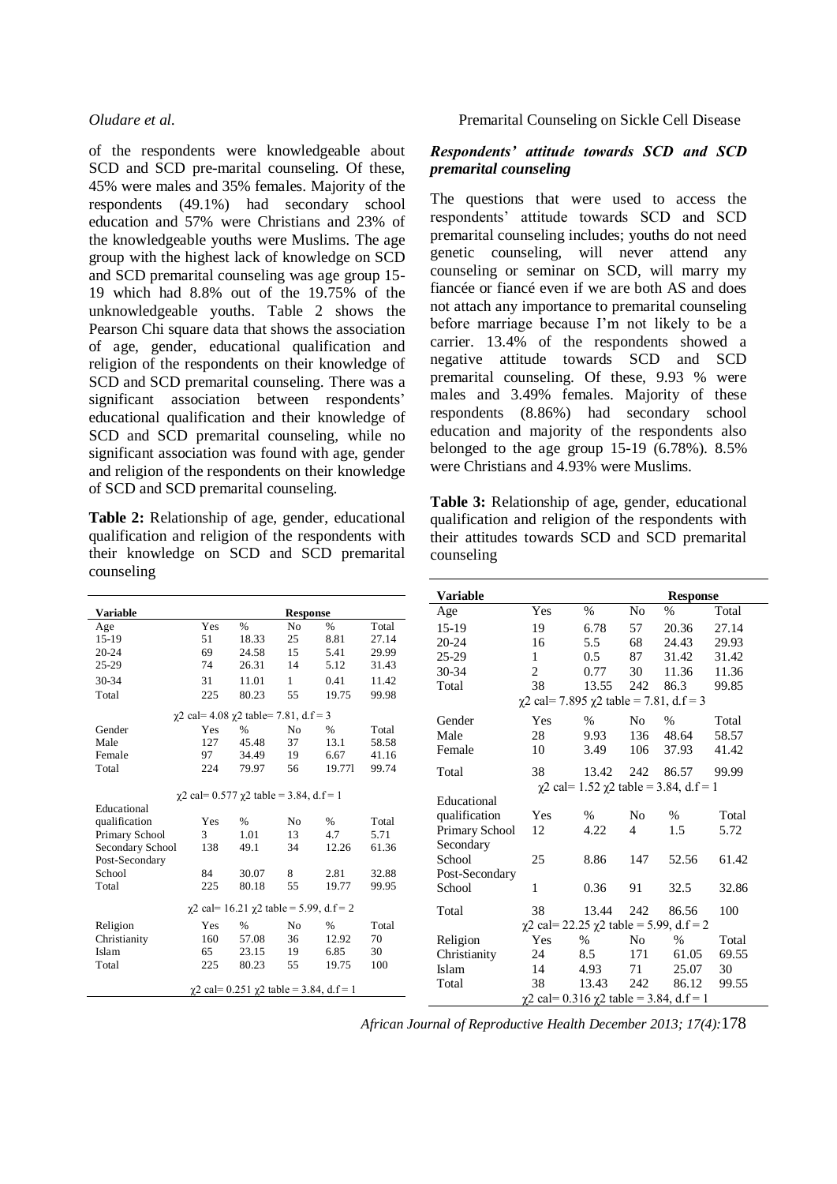of the respondents were knowledgeable about SCD and SCD pre-marital counseling. Of these, 45% were males and 35% females. Majority of the respondents (49.1%) had secondary school education and 57% were Christians and 23% of the knowledgeable youths were Muslims. The age group with the highest lack of knowledge on SCD and SCD premarital counseling was age group 15-19 which had 8.8% out of the 19.75% of the unknowledgeable youths. Table 2 shows the Pearson Chi square data that shows the association of age, gender, educational qualification and religion of the respondents on their knowledge of SCD and SCD premarital counseling. There was a significant association between respondents' educational qualification and their knowledge of SCD and SCD premarital counseling, while no significant association was found with age, gender and religion of the respondents on their knowledge of SCD and SCD premarital counseling.

**Table 2:** Relationship of age, gender, educational qualification and religion of the respondents with their knowledge on SCD and SCD premarital counseling

| Variable | Response | | | | |
|---|---|---|---|---|---|
| Age | Yes | % | No | % | Total |
| 15-19 | 51 | 18.33 | 25 | 8.81 | 27.14 |
| 20-24 | 69 | 24.58 | 15 | 5.41 | 29.99 |
| 25-29 | 74 | 26.31 | 14 | 5.12 | 31.43 |
| 30-34 | 31 | 11.01 | 1 | 0.41 | 11.42 |
| Total | 225 | 80.23 | 55 | 19.75 | 99.98 |
| $\chi 2$ cal= 4.08 $\chi 2$ table= 7.81, d.f = 3 | | | | | |
| Gender | Yes | % | No | % | Total |
| Male | 127 | 45.48 | 37 | 13.1 | 58.58 |
| Female | 97 | 34.49 | 19 | 6.67 | 41.16 |
| Total | 224 | 79.97 | 56 | 19.77l | 99.74 |
| $\chi 2$ cal= 0.577 $\chi 2$ table = 3.84, d.f = 1 | | | | | |
| Educational qualification | Yes | % | No | % | Total |
| Primary School | 3 | 1.01 | 13 | 4.7 | 5.71 |
| Secondary School | 138 | 49.1 | 34 | 12.26 | 61.36 |
| Post-Secondary School | 84 | 30.07 | 8 | 2.81 | 32.88 |
| Total | 225 | 80.18 | 55 | 19.77 | 99.95 |
| $\chi 2$ cal= 16.21 $\chi 2$ table = 5.99, d.f = 2 | | | | | |
| Religion | Yes | % | No | % | Total |
| Christianity | 160 | 57.08 | 36 | 12.92 | 70 |
| Islam | 65 | 23.15 | 19 | 6.85 | 30 |
| Total | 225 | 80.23 | 55 | 19.75 | 100 |
| $\chi 2$ cal= 0.251 $\chi 2$ table = 3.84, d.f = 1 | | | | | |

### *Respondents' attitude towards SCD and SCD premarital counseling*

The questions that were used to access the respondents' attitude towards SCD and SCD premarital counseling includes; youths do not need genetic counseling, will never attend any counseling or seminar on SCD, will marry my fiancée or fiancé even if we are both AS and does not attach any importance to premarital counseling before marriage because I'm not likely to be a carrier. 13.4% of the respondents showed a negative attitude towards SCD and SCD premarital counseling. Of these, 9.93 % were males and 3.49% females. Majority of these respondents (8.86%) had secondary school education and majority of the respondents also belonged to the age group 15-19 (6.78%). 8.5% were Christians and 4.93% were Muslims.

**Table 3:** Relationship of age, gender, educational qualification and religion of the respondents with their attitudes towards SCD and SCD premarital counseling

| Variable | Response | | | | |
|---|---|---|---|---|---|
| Age | Yes | % | No | % | Total |
| 15-19 | 19 | 6.78 | 57 | 20.36 | 27.14 |
| 20-24 | 16 | 5.5 | 68 | 24.43 | 29.93 |
| 25-29 | 1 | 0.5 | 87 | 31.42 | 31.42 |
| 30-34 | 2 | 0.77 | 30 | 11.36 | 11.36 |
| Total | 38 | 13.55 | 242 | 86.3 | 99.85 |
| $\chi 2$ cal= 7.895 $\chi 2$ table = 7.81, d.f = 3 | | | | | |
| Gender | Yes | % | No | % | Total |
| Male | 28 | 9.93 | 136 | 48.64 | 58.57 |
| Female | 10 | 3.49 | 106 | 37.93 | 41.42 |
| Total | 38 | 13.42 | 242 | 86.57 | 99.99 |
| $\chi 2$ cal= 1.52 $\chi 2$ table = 3.84, d.f = 1 | | | | | |
| Educational qualification | Yes | % | No | % | Total |
| Primary School | 12 | 4.22 | 4 | 1.5 | 5.72 |
| Secondary School | 25 | 8.86 | 147 | 52.56 | 61.42 |
| Post-Secondary School | 1 | 0.36 | 91 | 32.5 | 32.86 |
| Total | 38 | 13.44 | 242 | 86.56 | 100 |
| $\chi 2$ cal= 22.25 $\chi 2$ table = 5.99, d.f = 2 | | | | | |
| Religion | Yes | % | No | % | Total |
| Christianity | 24 | 8.5 | 171 | 61.05 | 69.55 |
| Islam | 14 | 4.93 | 71 | 25.07 | 30 |
| Total | 38 | 13.43 | 242 | 86.12 | 99.55 |
| $\chi 2$ cal= 0.316 $\chi 2$ table = 3.84, d.f = 1 | | | | | |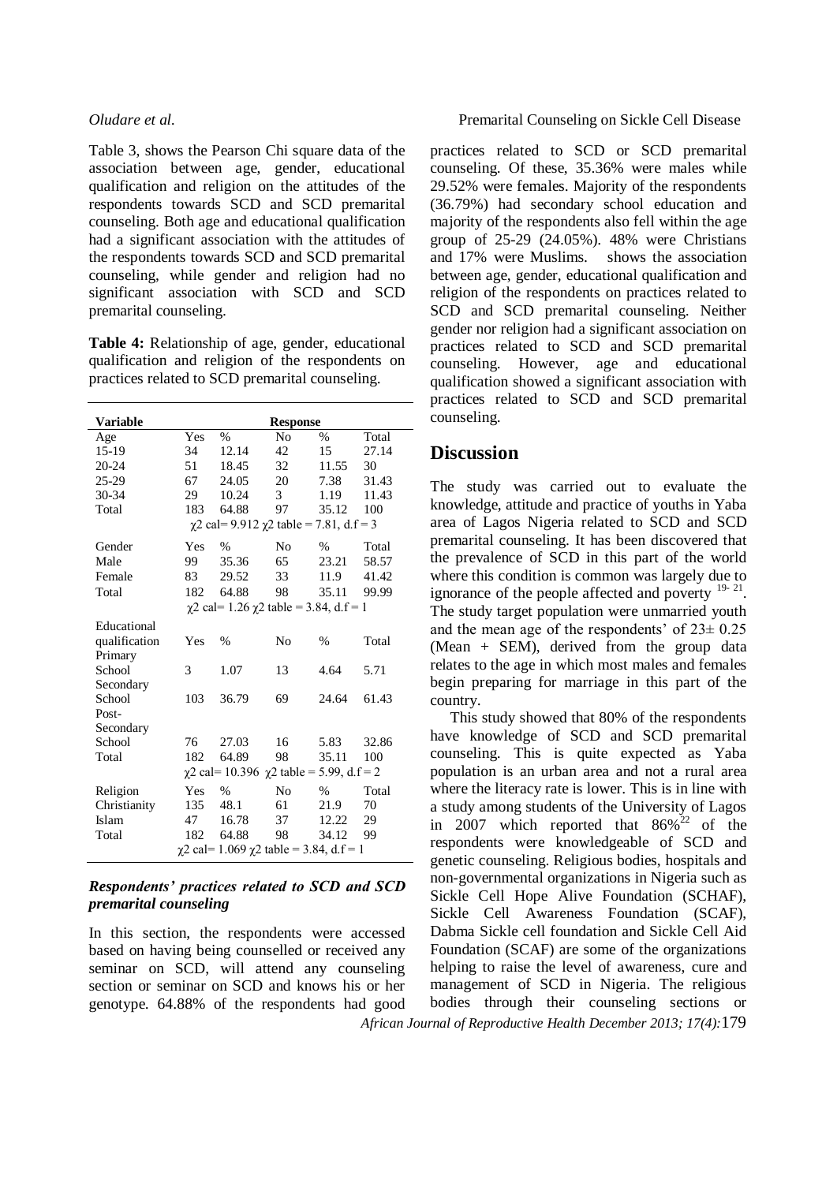Table 3, shows the Pearson Chi square data of the association between age, gender, educational qualification and religion on the attitudes of the respondents towards SCD and SCD premarital counseling. Both age and educational qualification had a significant association with the attitudes of the respondents towards SCD and SCD premarital counseling, while gender and religion had no significant association with SCD and SCD premarital counseling.

**Table 4:** Relationship of age, gender, educational qualification and religion of the respondents on practices related to SCD premarital counseling.

| Variable | Response | | | | |
|---|---|---|---|---|---|
| Age | Yes | % | No | % | Total |
| 15-19 | 34 | 12.14 | 42 | 15 | 27.14 |
| 20-24 | 51 | 18.45 | 32 | 11.55 | 30 |
| 25-29 | 67 | 24.05 | 20 | 7.38 | 31.43 |
| 30-34 | 29 | 10.24 | 3 | 1.19 | 11.43 |
| Total | 183 | 64.88 | 97 | 35.12 | 100 |
| | $\chi 2$ cal= 9.912 $\chi 2$ table = 7.81, d.f = 3 | | | | |
| Gender | Yes | % | No | % | Total |
| Male | 99 | 35.36 | 65 | 23.21 | 58.57 |
| Female | 83 | 29.52 | 33 | 11.9 | 41.42 |
| Total | 182 | 64.88 | 98 | 35.11 | 99.99 |
| | $\chi 2$ cal= 1.26 $\chi 2$ table = 3.84, d.f = 1 | | | | |
| Educational qualification | Yes | % | No | % | Total |
| Primary School | 3 | 1.07 | 13 | 4.64 | 5.71 |
| Secondary School | 103 | 36.79 | 69 | 24.64 | 61.43 |
| Post-Secondary School | 76 | 27.03 | 16 | 5.83 | 32.86 |
| Total | 182 | 64.89 | 98 | 35.11 | 100 |
| | $\chi 2$ cal= 10.396 $\chi 2$ table = 5.99, d.f = 2 | | | | |
| Religion | Yes | % | No | % | Total |
| Christianity | 135 | 48.1 | 61 | 21.9 | 70 |
| Islam | 47 | 16.78 | 37 | 12.22 | 29 |
| Total | 182 | 64.88 | 98 | 34.12 | 99 |
| | $\chi 2$ cal= 1.069 $\chi 2$ table = 3.84, d.f = 1 | | | | |

### *Respondents' practices related to SCD and SCD premarital counseling*

In this section, the respondents were accessed based on having being counselled or received any seminar on SCD, will attend any counseling section or seminar on SCD and knows his or her genotype. 64.88% of the respondents had good practices related to SCD or SCD premarital counseling. Of these, 35.36% were males while 29.52% were females. Majority of the respondents (36.79%) had secondary school education and majority of the respondents also fell within the age group of 25-29 (24.05%). 48% were Christians and 17% were Muslims. shows the association between age, gender, educational qualification and religion of the respondents on practices related to SCD and SCD premarital counseling. Neither gender nor religion had a significant association on practices related to SCD and SCD premarital counseling. However, age and educational qualification showed a significant association with practices related to SCD and SCD premarital counseling.

## Discussion

The study was carried out to evaluate the knowledge, attitude and practice of youths in Yaba area of Lagos Nigeria related to SCD and SCD premarital counseling. It has been discovered that the prevalence of SCD in this part of the world where this condition is common was largely due to ignorance of the people affected and poverty [19-21]. The study target population were unmarried youth and the mean age of the respondents' of 23± 0.25 (Mean + SEM), derived from the group data relates to the age in which most males and females begin preparing for marriage in this part of the country.

This study showed that 80% of the respondents have knowledge of SCD and SCD premarital counseling. This is quite expected as Yaba population is an urban area and not a rural area where the literacy rate is lower. This is in line with a study among students of the University of Lagos in 2007 which reported that 86%[22] of the respondents were knowledgeable of SCD and genetic counseling. Religious bodies, hospitals and non-governmental organizations in Nigeria such as Sickle Cell Hope Alive Foundation (SCHAF), Sickle Cell Awareness Foundation (SCAF), Dabma Sickle cell foundation and Sickle Cell Aid Foundation (SCAF) are some of the organizations helping to raise the level of awareness, cure and management of SCD in Nigeria. The religious bodies through their counseling sections or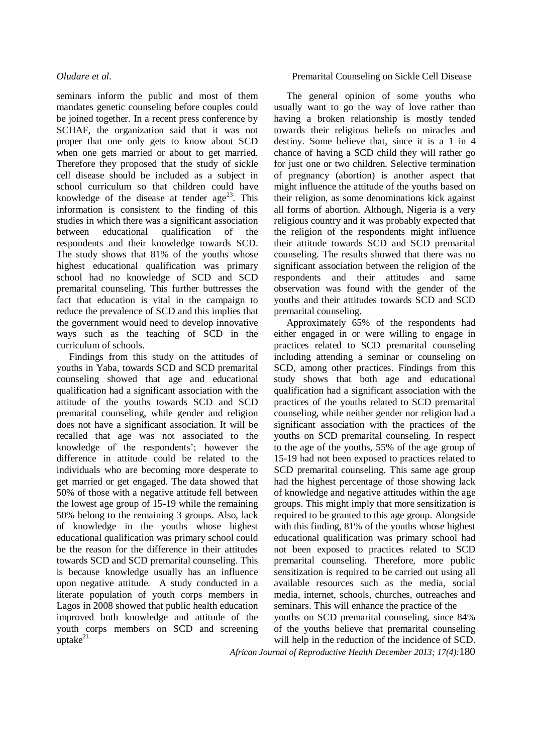seminars inform the public and most of them mandates genetic counseling before couples could be joined together. In a recent press conference by SCHAF, the organization said that it was not proper that one only gets to know about SCD when one gets married or about to get married. Therefore they proposed that the study of sickle cell disease should be included as a subject in school curriculum so that children could have knowledge of the disease at tender age[23]. This information is consistent to the finding of this studies in which there was a significant association between educational qualification of the respondents and their knowledge towards SCD. The study shows that 81% of the youths whose highest educational qualification was primary school had no knowledge of SCD and SCD premarital counseling. This further buttresses the fact that education is vital in the campaign to reduce the prevalence of SCD and this implies that the government would need to develop innovative ways such as the teaching of SCD in the curriculum of schools.

Findings from this study on the attitudes of youths in Yaba, towards SCD and SCD premarital counseling showed that age and educational qualification had a significant association with the attitude of the youths towards SCD and SCD premarital counseling, while gender and religion does not have a significant association. It will be recalled that age was not associated to the knowledge of the respondents'; however the difference in attitude could be related to the individuals who are becoming more desperate to get married or get engaged. The data showed that 50% of those with a negative attitude fell between the lowest age group of 15-19 while the remaining 50% belong to the remaining 3 groups. Also, lack of knowledge in the youths whose highest educational qualification was primary school could be the reason for the difference in their attitudes towards SCD and SCD premarital counseling. This is because knowledge usually has an influence upon negative attitude. A study conducted in a literate population of youth corps members in Lagos in 2008 showed that public health education improved both knowledge and attitude of the youth corps members on SCD and screening uptake[21].

The general opinion of some youths who usually want to go the way of love rather than having a broken relationship is mostly tended towards their religious beliefs on miracles and destiny. Some believe that, since it is a 1 in 4 chance of having a SCD child they will rather go for just one or two children. Selective termination of pregnancy (abortion) is another aspect that might influence the attitude of the youths based on their religion, as some denominations kick against all forms of abortion. Although, Nigeria is a very religious country and it was probably expected that the religion of the respondents might influence their attitude towards SCD and SCD premarital counseling. The results showed that there was no significant association between the religion of the respondents and their attitudes and same observation was found with the gender of the youths and their attitudes towards SCD and SCD premarital counseling.

Approximately 65% of the respondents had either engaged in or were willing to engage in practices related to SCD premarital counseling including attending a seminar or counseling on SCD, among other practices. Findings from this study shows that both age and educational qualification had a significant association with the practices of the youths related to SCD premarital counseling, while neither gender nor religion had a significant association with the practices of the youths on SCD premarital counseling. In respect to the age of the youths, 55% of the age group of 15-19 had not been exposed to practices related to SCD premarital counseling. This same age group had the highest percentage of those showing lack of knowledge and negative attitudes within the age groups. This might imply that more sensitization is required to be granted to this age group. Alongside with this finding, 81% of the youths whose highest educational qualification was primary school had not been exposed to practices related to SCD premarital counseling. Therefore, more public sensitization is required to be carried out using all available resources such as the media, social media, internet, schools, churches, outreaches and seminars. This will enhance the practice of the youths on SCD premarital counseling, since 84% of the youths believe that premarital counseling will help in the reduction of the incidence of SCD.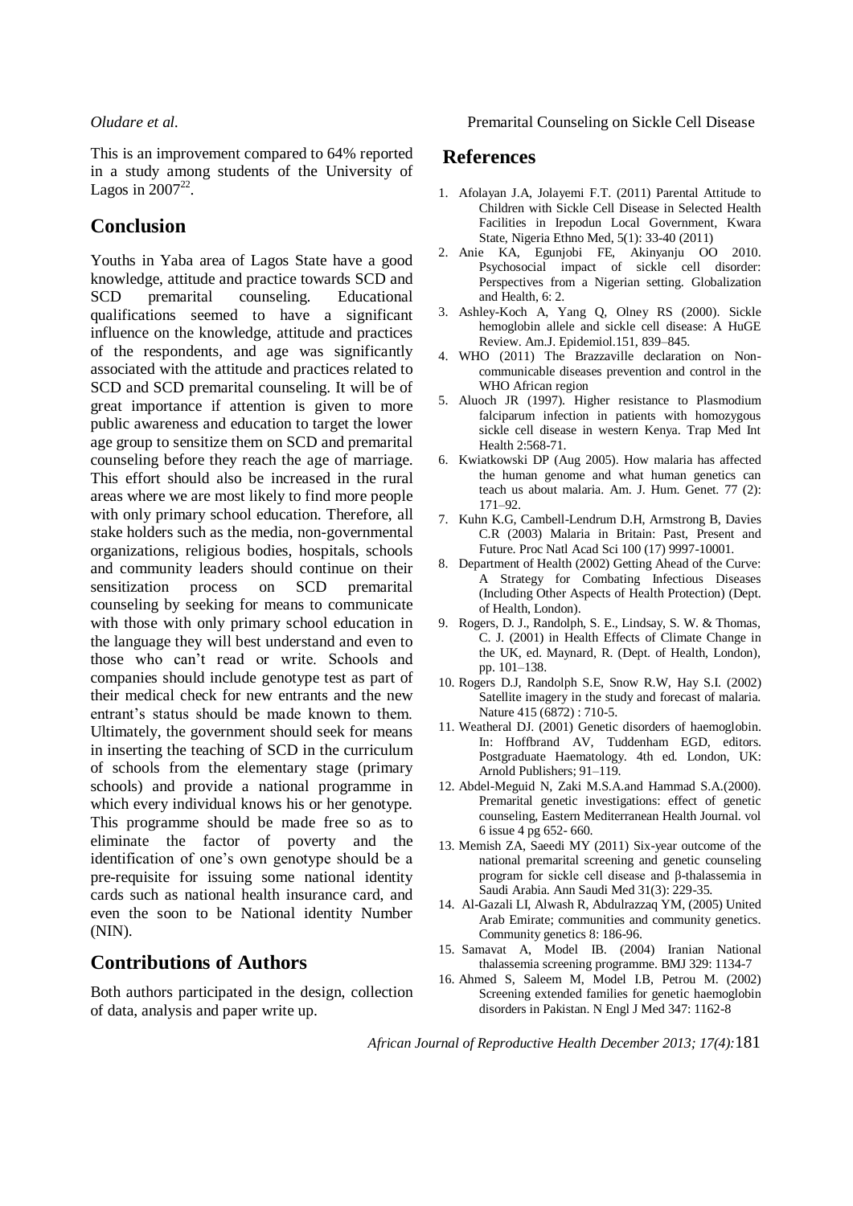This is an improvement compared to 64% reported in a study among students of the University of Lagos in 2007[22].

## Conclusion

Youths in Yaba area of Lagos State have a good knowledge, attitude and practice towards SCD and SCD premarital counseling. Educational qualifications seemed to have a significant influence on the knowledge, attitude and practices of the respondents, and age was significantly associated with the attitude and practices related to SCD and SCD premarital counseling. It will be of great importance if attention is given to more public awareness and education to target the lower age group to sensitize them on SCD and premarital counseling before they reach the age of marriage. This effort should also be increased in the rural areas where we are most likely to find more people with only primary school education. Therefore, all stake holders such as the media, non-governmental organizations, religious bodies, hospitals, schools and community leaders should continue on their sensitization process on SCD premarital counseling by seeking for means to communicate with those with only primary school education in the language they will best understand and even to those who can't read or write. Schools and companies should include genotype test as part of their medical check for new entrants and the new entrant's status should be made known to them. Ultimately, the government should seek for means in inserting the teaching of SCD in the curriculum of schools from the elementary stage (primary schools) and provide a national programme in which every individual knows his or her genotype. This programme should be made free so as to eliminate the factor of poverty and the identification of one's own genotype should be a pre-requisite for issuing some national identity cards such as national health insurance card, and even the soon to be National identity Number (NIN).

## Contributions of Authors

Both authors participated in the design, collection of data, analysis and paper write up.

## References

1. Afolayan J.A, Jolayemi F.T. (2011) Parental Attitude to Children with Sickle Cell Disease in Selected Health Facilities in Irepodun Local Government, Kwara State, Nigeria Ethno Med, 5(1): 33-40 (2011)
2. Anie KA, Egunjobi FE, Akinyanju OO 2010. Psychosocial impact of sickle cell disorder: Perspectives from a Nigerian setting. Globalization and Health, 6: 2.
3. Ashley-Koch A, Yang Q, Olney RS (2000). Sickle hemoglobin allele and sickle cell disease: A HuGE Review. Am.J. Epidemiol.151, 839–845.
4. WHO (2011) The Brazzaville declaration on Non-communicable diseases prevention and control in the WHO African region
5. Aluoch JR (1997). Higher resistance to Plasmodium falciparum infection in patients with homozygous sickle cell disease in western Kenya. Trap Med Int Health 2:568-71.
6. Kwiatkowski DP (Aug 2005). How malaria has affected the human genome and what human genetics can teach us about malaria. Am. J. Hum. Genet. 77 (2): 171–92.
7. Kuhn K.G, Cambell-Lendrum D.H, Armstrong B, Davies C.R (2003) Malaria in Britain: Past, Present and Future. Proc Natl Acad Sci 100 (17) 9997-10001.
8. Department of Health (2002) Getting Ahead of the Curve: A Strategy for Combating Infectious Diseases (Including Other Aspects of Health Protection) (Dept. of Health, London).
9. Rogers, D. J., Randolph, S. E., Lindsay, S. W. & Thomas, C. J. (2001) in Health Effects of Climate Change in the UK, ed. Maynard, R. (Dept. of Health, London), pp. 101–138.
10. Rogers D.J, Randolph S.E, Snow R.W, Hay S.I. (2002) Satellite imagery in the study and forecast of malaria. Nature 415 (6872) : 710-5.
11. Weatheral DJ. (2001) Genetic disorders of haemoglobin. In: Hoffbrand AV, Tuddenham EGD, editors. Postgraduate Haematology. 4th ed. London, UK: Arnold Publishers; 91–119.
12. Abdel-Meguid N, Zaki M.S.A.and Hammad S.A.(2000). Premarital genetic investigations: effect of genetic counseling, Eastern Mediterranean Health Journal. vol 6 issue 4 pg 652- 660.
13. Memish ZA, Saeedi MY (2011) Six-year outcome of the national premarital screening and genetic counseling program for sickle cell disease and β-thalassemia in Saudi Arabia. Ann Saudi Med 31(3): 229-35.
14. Al-Gazali LI, Alwash R, Abdulrazzaq YM, (2005) United Arab Emirate; communities and community genetics. Community genetics 8: 186-96.
15. Samavat A, Model IB. (2004) Iranian National thalassemia screening programme. BMJ 329: 1134-7
16. Ahmed S, Saleem M, Model I.B, Petrou M. (2002) Screening extended families for genetic haemoglobin disorders in Pakistan. N Engl J Med 347: 1162-8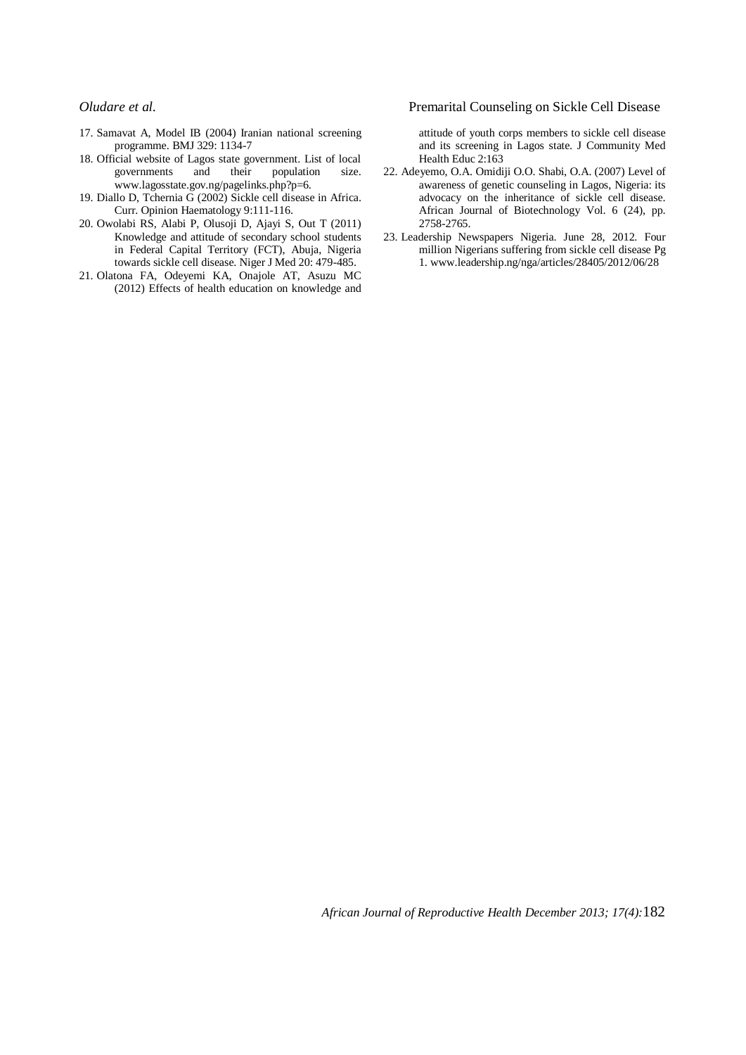17. Samavat A, Model IB (2004) Iranian national screening programme. BMJ 329: 1134-7
18. Official website of Lagos state government. List of local governments and their population size. www.lagosstate.gov.ng/pagelinks.php?p=6.
19. Diallo D, Tchernia G (2002) Sickle cell disease in Africa. Curr. Opinion Haematology 9:111-116.
20. Owolabi RS, Alabi P, Olusoji D, Ajayi S, Out T (2011) Knowledge and attitude of secondary school students in Federal Capital Territory (FCT), Abuja, Nigeria towards sickle cell disease. Niger J Med 20: 479-485.
21. Olatona FA, Odeyemi KA, Onajole AT, Asuzu MC (2012) Effects of health education on knowledge and attitude of youth corps members to sickle cell disease and its screening in Lagos state. J Community Med Health Educ 2:163
22. Adeyemo, O.A. Omidiji O.O. Shabi, O.A. (2007) Level of awareness of genetic counseling in Lagos, Nigeria: its advocacy on the inheritance of sickle cell disease. African Journal of Biotechnology Vol. 6 (24), pp. 2758-2765.
23. Leadership Newspapers Nigeria. June 28, 2012. Four million Nigerians suffering from sickle cell disease Pg 1. www.leadership.ng/nga/articles/28405/2012/06/28